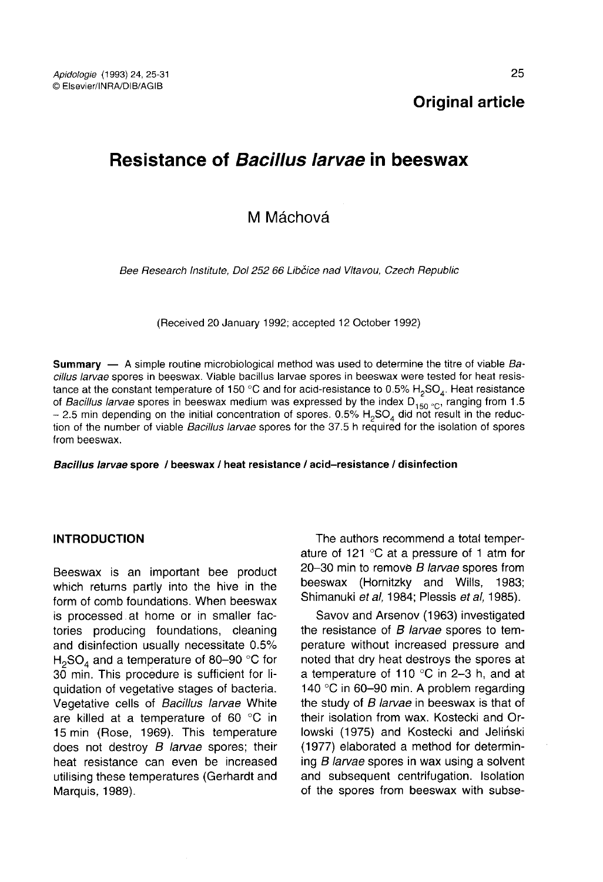**Original article**

# Resistance of *Bacillus larvae* in beeswax

M Máchová

*Bee Research Institute, Dol 252 66 Libčice nad Vltavou, Czech Republic*

(Received 20 January 1992; accepted 12 October 1992)

**Summary** — A simple routine microbiological method was used to determine the titre of viable *Bacillus larvae* spores in beeswax. Viable bacillus larvae spores in beeswax were tested for heat resistance at the constant temperature of 150 °C and for acid-resistance to 0.5% $H_2SO_4$. Heat resistance of *Bacillus larvae* spores in beeswax medium was expressed by the index $D_{150\ °C}$, ranging from 1.5 – 2.5 min depending on the initial concentration of spores. 0.5% $H_2SO_4$ did not result in the reduction of the number of viable *Bacillus larvae* spores for the 37.5 h required for the isolation of spores from beeswax.

***Bacillus larvae* spore / beeswax / heat resistance / acid–resistance / disinfection**

## INTRODUCTION

Beeswax is an important bee product which returns partly into the hive in the form of comb foundations. When beeswax is processed at home or in smaller factories producing foundations, cleaning and disinfection usually necessitate 0.5% $H_2SO_4$ and a temperature of 80–90 °C for 30 min. This procedure is sufficient for liquidation of vegetative stages of bacteria. Vegetative cells of *Bacillus larvae* White are killed at a temperature of 60 °C in 15 min (Rose, 1969). This temperature does not destroy *B larvae* spores; their heat resistance can even be increased utilising these temperatures (Gerhardt and Marquis, 1989).

The authors recommend a total temperature of 121 °C at a pressure of 1 atm for 20–30 min to remove *B larvae* spores from beeswax (Hornitzky and Wills, 1983; Shimanuki *et al*, 1984; Plessis *et al*, 1985).

Savov and Arsenov (1963) investigated the resistance of *B larvae* spores to temperature without increased pressure and noted that dry heat destroys the spores at a temperature of 110 °C in 2–3 h, and at 140 °C in 60–90 min. A problem regarding the study of *B larvae* in beeswax is that of their isolation from wax. Kostecki and Orlowski (1975) and Kostecki and Jeliński (1977) elaborated a method for determining *B larvae* spores in wax using a solvent and subsequent centrifugation. Isolation of the spores from beeswax with subse-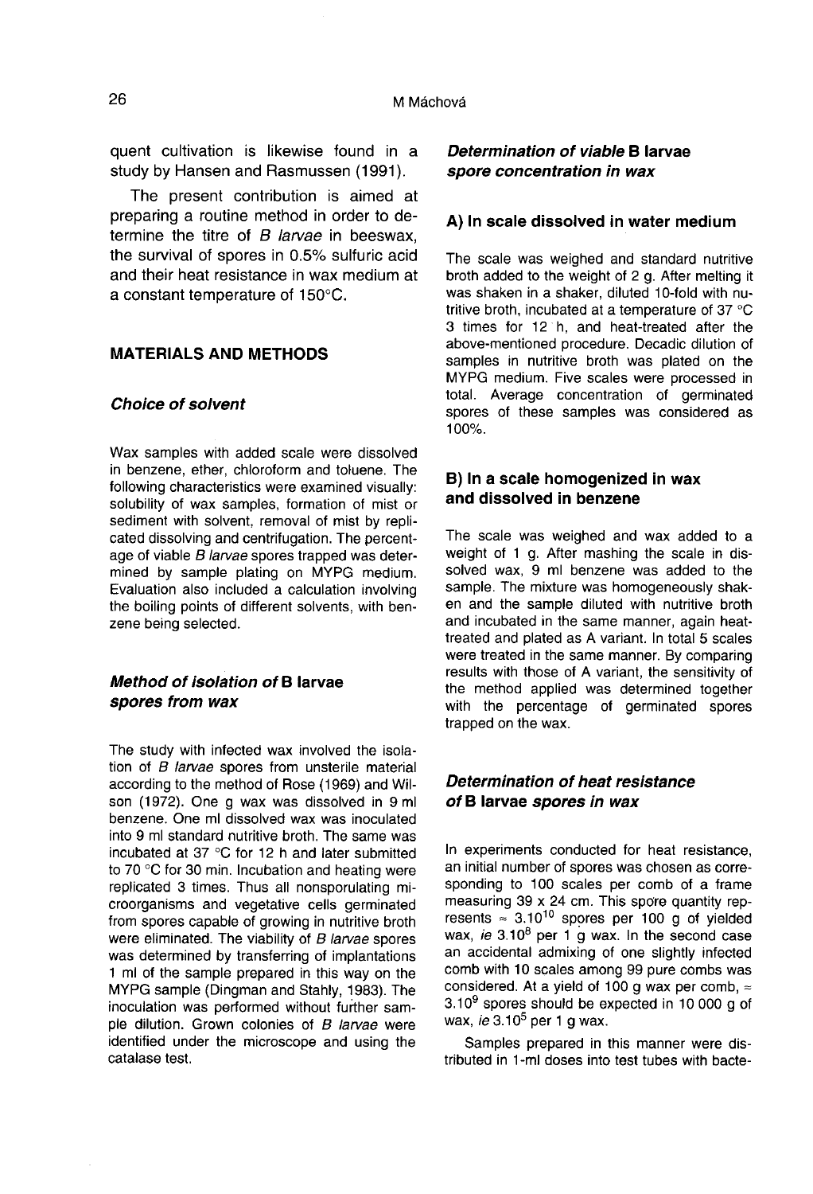quent cultivation is likewise found in a study by Hansen and Rasmussen (1991).

The present contribution is aimed at preparing a routine method in order to determine the titre of *B larvae* in beeswax, the survival of spores in 0.5% sulfuric acid and their heat resistance in wax medium at a constant temperature of 150°C.

## MATERIALS AND METHODS

### Choice of solvent

Wax samples with added scale were dissolved in benzene, ether, chloroform and toluene. The following characteristics were examined visually: solubility of wax samples, formation of mist or sediment with solvent, removal of mist by replicated dissolving and centrifugation. The percentage of viable *B larvae* spores trapped was determined by sample plating on MYPG medium. Evaluation also included a calculation involving the boiling points of different solvents, with benzene being selected.

### Method of isolation of B larvae spores from wax

The study with infected wax involved the isolation of *B larvae* spores from unsterile material according to the method of Rose (1969) and Wilson (1972). One g wax was dissolved in 9 ml benzene. One ml dissolved wax was inoculated into 9 ml standard nutritive broth. The same was incubated at 37 °C for 12 h and later submitted to 70 °C for 30 min. Incubation and heating were replicated 3 times. Thus all nonsporulating microorganisms and vegetative cells germinated from spores capable of growing in nutritive broth were eliminated. The viability of *B larvae* spores was determined by transferring of implantations 1 ml of the sample prepared in this way on the MYPG sample (Dingman and Stahly, 1983). The inoculation was performed without further sample dilution. Grown colonies of *B larvae* were identified under the microscope and using the catalase test.

### Determination of viable B larvae spore concentration in wax

#### A) In scale dissolved in water medium

The scale was weighed and standard nutritive broth added to the weight of 2 g. After melting it was shaken in a shaker, diluted 10-fold with nutritive broth, incubated at a temperature of 37 °C 3 times for 12 h, and heat-treated after the above-mentioned procedure. Decadic dilution of samples in nutritive broth was plated on the MYPG medium. Five scales were processed in total. Average concentration of germinated spores of these samples was considered as 100%.

#### B) In a scale homogenized in wax and dissolved in benzene

The scale was weighed and wax added to a weight of 1 g. After mashing the scale in dissolved wax, 9 ml benzene was added to the sample. The mixture was homogeneously shaken and the sample diluted with nutritive broth and incubated in the same manner, again heat-treated and plated as A variant. In total 5 scales were treated in the same manner. By comparing results with those of A variant, the sensitivity of the method applied was determined together with the percentage of germinated spores trapped on the wax.

### Determination of heat resistance of B larvae spores in wax

In experiments conducted for heat resistance, an initial number of spores was chosen as corresponding to 100 scales per comb of a frame measuring 39 x 24 cm. This spore quantity represents ≈ $3.10^{10}$ spores per 100 g of yielded wax, *ie* $3.10^{8}$ per 1 g wax. In the second case an accidental admixing of one slightly infected comb with 10 scales among 99 pure combs was considered. At a yield of 100 g wax per comb, ≈ $3.10^{9}$ spores should be expected in 10 000 g of wax, *ie* $3.10^{5}$ per 1 g wax.

Samples prepared in this manner were distributed in 1-ml doses into test tubes with bacte-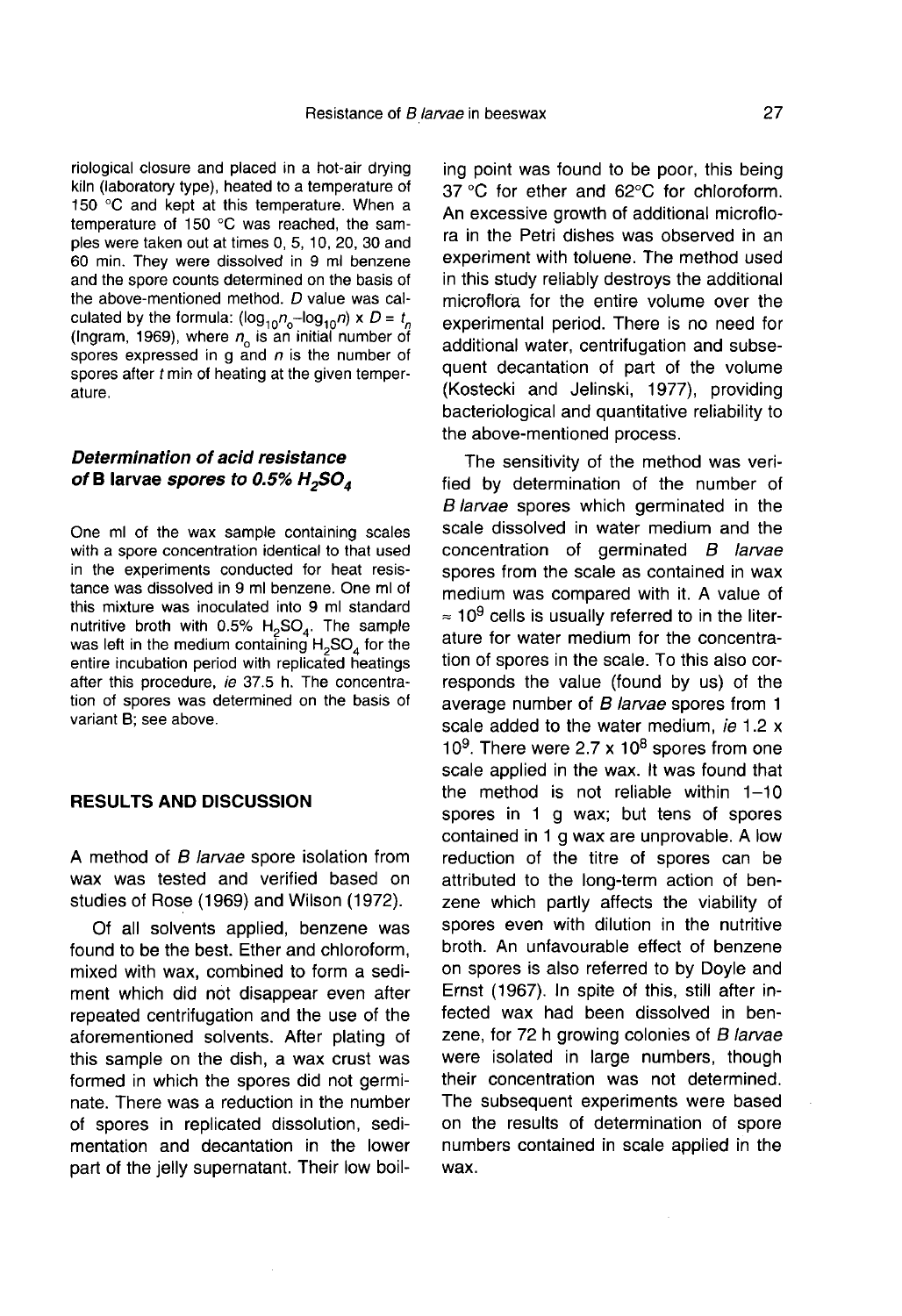riological closure and placed in a hot-air drying kiln (laboratory type), heated to a temperature of 150 °C and kept at this temperature. When a temperature of 150 °C was reached, the samples were taken out at times 0, 5, 10, 20, 30 and 60 min. They were dissolved in 9 ml benzene and the spore counts determined on the basis of the above-mentioned method. *D* value was calculated by the formula: $(\log_{10}n_o - \log_{10}n) \times D = t_n$ (Ingram, 1969), where $n_o$ is an initial number of spores expressed in g and *n* is the number of spores after *t* min of heating at the given temperature.

### Determination of acid resistance of B larvae spores to 0.5% $H_2SO_4$

One ml of the wax sample containing scales with a spore concentration identical to that used in the experiments conducted for heat resistance was dissolved in 9 ml benzene. One ml of this mixture was inoculated into 9 ml standard nutritive broth with 0.5% $H_2SO_4$. The sample was left in the medium containing $H_2SO_4$ for the entire incubation period with replicated heatings after this procedure, *ie* 37.5 h. The concentration of spores was determined on the basis of variant B; see above.

## RESULTS AND DISCUSSION

A method of *B larvae* spore isolation from wax was tested and verified based on studies of Rose (1969) and Wilson (1972).

Of all solvents applied, benzene was found to be the best. Ether and chloroform, mixed with wax, combined to form a sediment which did not disappear even after repeated centrifugation and the use of the aforementioned solvents. After plating of this sample on the dish, a wax crust was formed in which the spores did not germinate. There was a reduction in the number of spores in replicated dissolution, sedimentation and decantation in the lower part of the jelly supernatant. Their low boiling point was found to be poor, this being 37 °C for ether and 62°C for chloroform. An excessive growth of additional microflora in the Petri dishes was observed in an experiment with toluene. The method used in this study reliably destroys the additional microflora for the entire volume over the experimental period. There is no need for additional water, centrifugation and subsequent decantation of part of the volume (Kostecki and Jelinski, 1977), providing bacteriological and quantitative reliability to the above-mentioned process.

The sensitivity of the method was verified by determination of the number of *B larvae* spores which germinated in the scale dissolved in water medium and the concentration of germinated *B larvae* spores from the scale as contained in wax medium was compared with it. A value of $\approx 10^9$ cells is usually referred to in the literature for water medium for the concentration of spores in the scale. To this also corresponds the value (found by us) of the average number of *B larvae* spores from 1 scale added to the water medium, *ie* $1.2 \times 10^9$. There were $2.7 \times 10^8$ spores from one scale applied in the wax. It was found that the method is not reliable within 1–10 spores in 1 g wax; but tens of spores contained in 1 g wax are unprovable. A low reduction of the titre of spores can be attributed to the long-term action of benzene which partly affects the viability of spores even with dilution in the nutritive broth. An unfavourable effect of benzene on spores is also referred to by Doyle and Ernst (1967). In spite of this, still after infected wax had been dissolved in benzene, for 72 h growing colonies of *B larvae* were isolated in large numbers, though their concentration was not determined. The subsequent experiments were based on the results of determination of spore numbers contained in scale applied in the wax.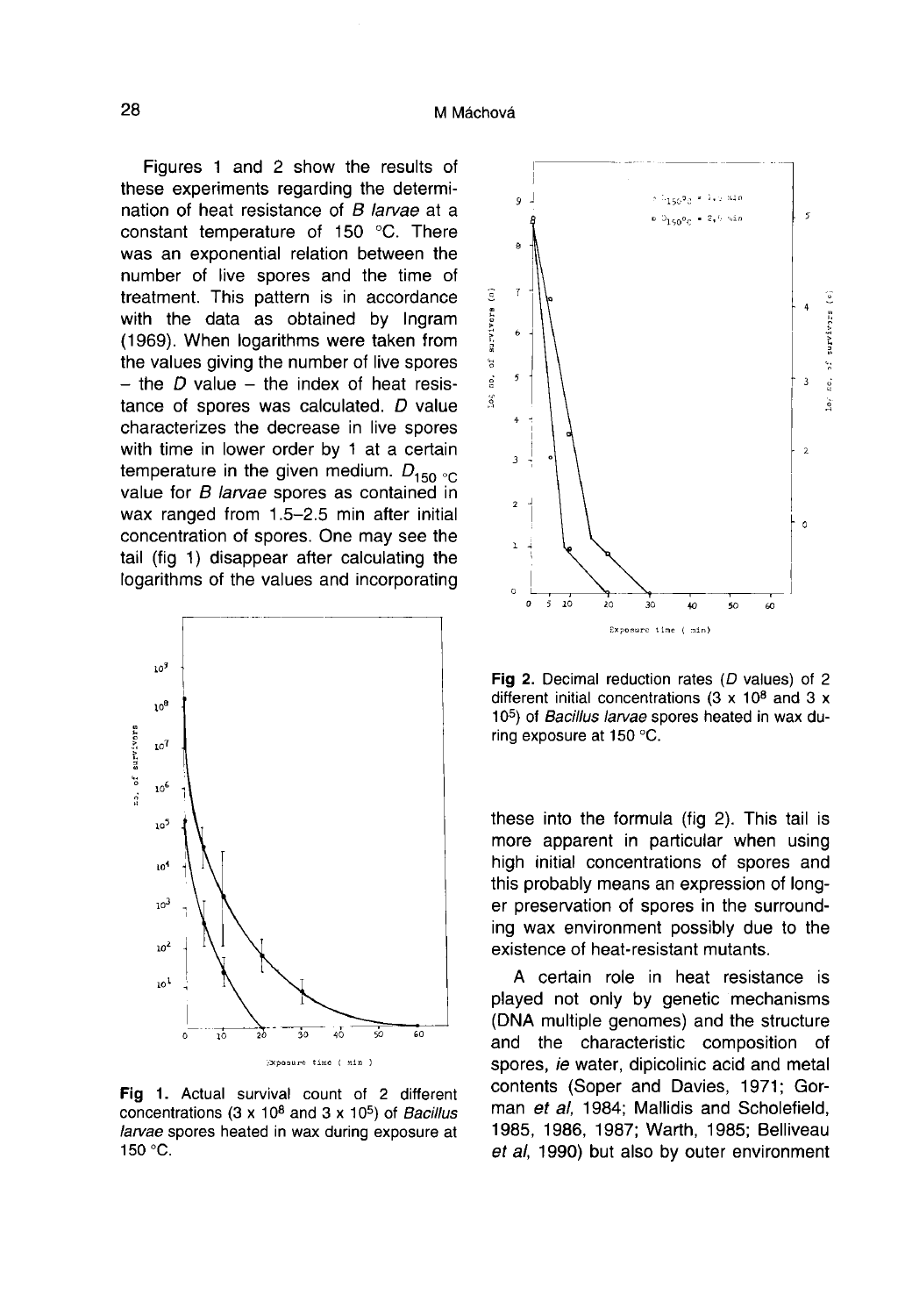Figures 1 and 2 show the results of these experiments regarding the determination of heat resistance of *B larvae* at a constant temperature of 150 °C. There was an exponential relation between the number of live spores and the time of treatment. This pattern is in accordance with the data as obtained by Ingram (1969). When logarithms were taken from the values giving the number of live spores – the $D$ value – the index of heat resistance of spores was calculated. $D$ value characterizes the decrease in live spores with time in lower order by 1 at a certain temperature in the given medium. $D_{150\,°C}$ value for *B larvae* spores as contained in wax ranged from 1.5–2.5 min after initial concentration of spores. One may see the tail (fig 1) disappear after calculating the logarithms of the values and incorporating these into the formula (fig 2). This tail is more apparent in particular when using high initial concentrations of spores and this probably means an expression of longer preservation of spores in the surrounding wax environment possibly due to the existence of heat-resistant mutants.

**Fig 1.** Actual survival count of 2 different concentrations ($3 \times 10^8$ and $3 \times 10^5$) of *Bacillus larvae* spores heated in wax during exposure at 150 °C.

**Fig 2.** Decimal reduction rates ($D$ values) of 2 different initial concentrations ($3 \times 10^8$ and $3 \times 10^5$) of *Bacillus larvae* spores heated in wax during exposure at 150 °C.

A certain role in heat resistance is played not only by genetic mechanisms (DNA multiple genomes) and the structure and the characteristic composition of spores, *ie* water, dipicolinic acid and metal contents (Soper and Davies, 1971; Gorman *et al*, 1984; Mallidis and Scholefield, 1985, 1986, 1987; Warth, 1985; Belliveau *et al*, 1990) but also by outer environment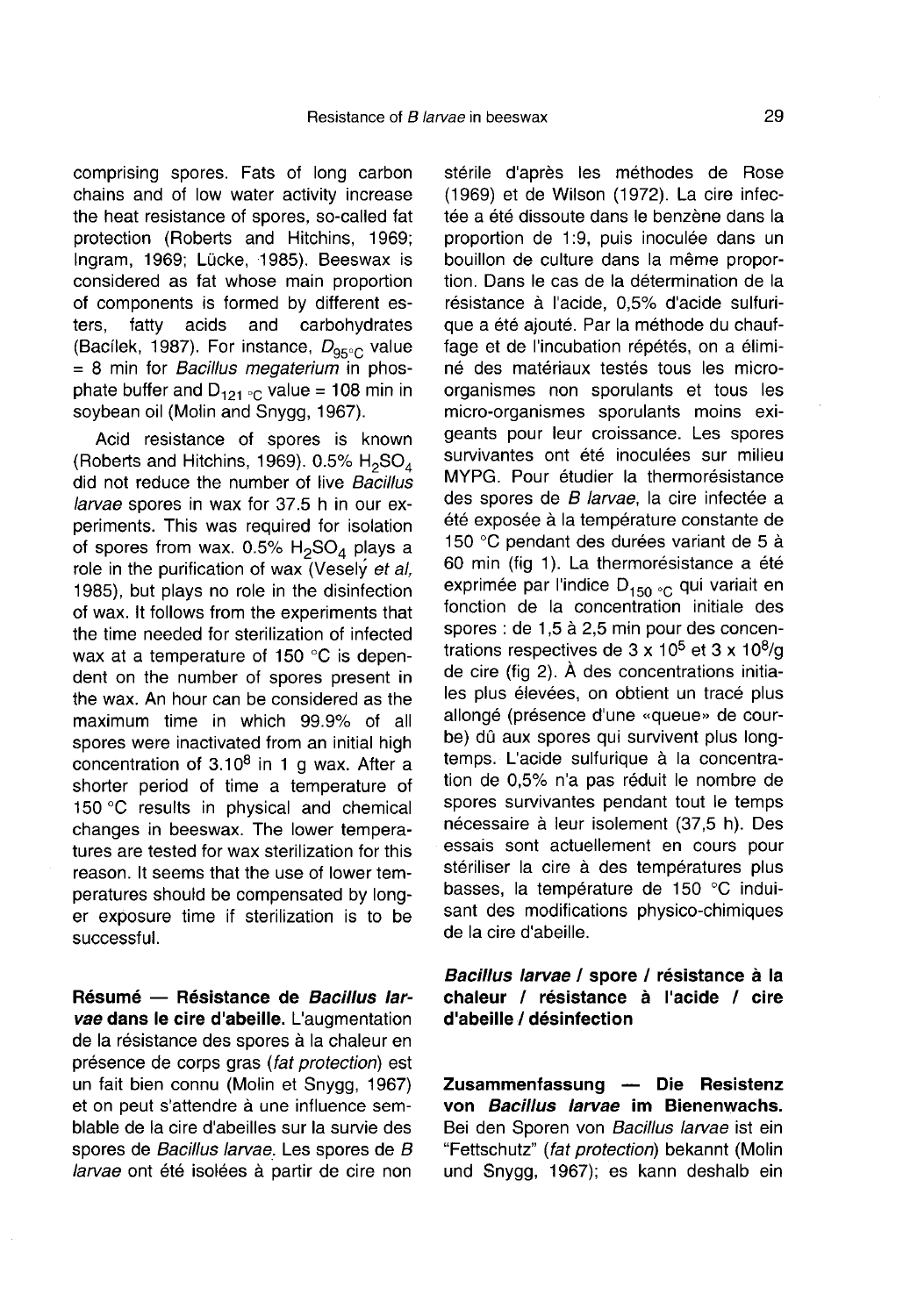comprising spores. Fats of long carbon chains and of low water activity increase the heat resistance of spores, so-called fat protection (Roberts and Hitchins, 1969; Ingram, 1969; Lücke, 1985). Beeswax is considered as fat whose main proportion of components is formed by different esters, fatty acids and carbohydrates (Bacílek, 1987). For instance, $D_{95\,°C}$ value = 8 min for *Bacillus megaterium* in phosphate buffer and $D_{121\,°C}$ value = 108 min in soybean oil (Molin and Snygg, 1967).

Acid resistance of spores is known (Roberts and Hitchins, 1969). 0.5% $H_2SO_4$ did not reduce the number of live *Bacillus larvae* spores in wax for 37.5 h in our experiments. This was required for isolation of spores from wax. 0.5% $H_2SO_4$ plays a role in the purification of wax (Veselý *et al*, 1985), but plays no role in the disinfection of wax. It follows from the experiments that the time needed for sterilization of infected wax at a temperature of 150 °C is dependent on the number of spores present in the wax. An hour can be considered as the maximum time in which 99.9% of all spores were inactivated from an initial high concentration of $3.10^8$ in 1 g wax. After a shorter period of time a temperature of 150 °C results in physical and chemical changes in beeswax. The lower temperatures are tested for wax sterilization for this reason. It seems that the use of lower temperatures should be compensated by longer exposure time if sterilization is to be successful.

**Résumé — Résistance de *Bacillus larvae* dans le cire d'abeille.** L'augmentation de la résistance des spores à la chaleur en présence de corps gras (*fat protection*) est un fait bien connu (Molin et Snygg, 1967) et on peut s'attendre à une influence semblable de la cire d'abeilles sur la survie des spores de *Bacillus larvae*. Les spores de *B larvae* ont été isolées à partir de cire non stérile d'après les méthodes de Rose (1969) et de Wilson (1972). La cire infectée a été dissoute dans le benzène dans la proportion de 1:9, puis inoculée dans un bouillon de culture dans la même proportion. Dans le cas de la détermination de la résistance à l'acide, 0,5% d'acide sulfurique a été ajouté. Par la méthode du chauffage et de l'incubation répétés, on a éliminé des matériaux testés tous les micro-organismes non sporulants et tous les micro-organismes sporulants moins exigeants pour leur croissance. Les spores survivantes ont été inoculées sur milieu MYPG. Pour étudier la thermorésistance des spores de *B larvae*, la cire infectée a été exposée à la température constante de 150 °C pendant des durées variant de 5 à 60 min (fig 1). La thermorésistance a été exprimée par l'indice $D_{150\,°C}$ qui variait en fonction de la concentration initiale des spores : de 1,5 à 2,5 min pour des concentrations respectives de 3 x $10^5$ et 3 x $10^8$/g de cire (fig 2). À des concentrations initiales plus élevées, on obtient un tracé plus allongé (présence d'une «queue» de courbe) dû aux spores qui survivent plus longtemps. L'acide sulfurique à la concentration de 0,5% n'a pas réduit le nombre de spores survivantes pendant tout le temps nécessaire à leur isolement (37,5 h). Des essais sont actuellement en cours pour stériliser la cire à des températures plus basses, la température de 150 °C induisant des modifications physico-chimiques de la cire d'abeille.

***Bacillus larvae* / spore / résistance à la chaleur / résistance à l'acide / cire d'abeille / désinfection**

**Zusammenfassung — Die Resistenz von *Bacillus larvae* im Bienenwachs.** Bei den Sporen von *Bacillus larvae* ist ein "Fettschutz" (*fat protection*) bekannt (Molin und Snygg, 1967); es kann deshalb ein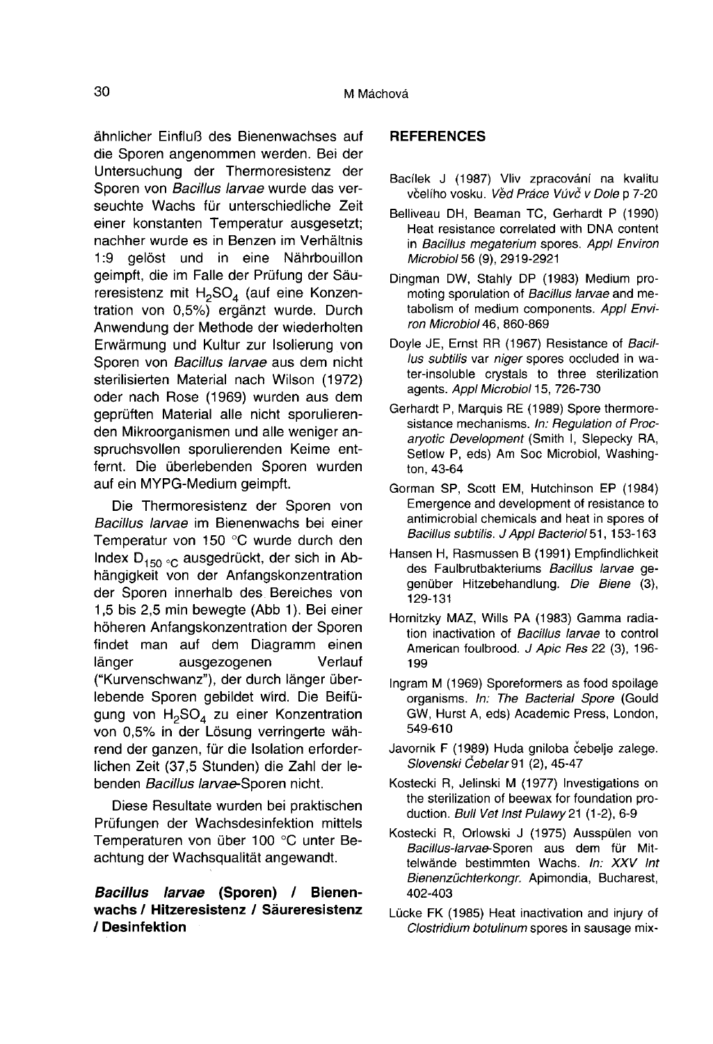ähnlicher Einfluß des Bienenwachses auf die Sporen angenommen werden. Bei der Untersuchung der Thermoresistenz der Sporen von *Bacillus larvae* wurde das verseuchte Wachs für unterschiedliche Zeit einer konstanten Temperatur ausgesetzt; nachher wurde es in Benzen im Verhältnis 1:9 gelöst und in eine Nährbouillon geimpft, die im Falle der Prüfung der Säureresistenz mit $H_2SO_4$ (auf eine Konzentration von 0,5%) ergänzt wurde. Durch Anwendung der Methode der wiederholten Erwärmung und Kultur zur Isolierung von Sporen von *Bacillus larvae* aus dem nicht sterilisierten Material nach Wilson (1972) oder nach Rose (1969) wurden aus dem geprüften Material alle nicht sporulierenden Mikroorganismen und alle weniger anspruchsvollen sporulierenden Keime entfernt. Die überlebenden Sporen wurden auf ein MYPG-Medium geimpft.

Die Thermoresistenz der Sporen von *Bacillus larvae* im Bienenwachs bei einer Temperatur von 150 °C wurde durch den Index $D_{150\,°C}$ ausgedrückt, der sich in Abhängigkeit von der Anfangskonzentration der Sporen innerhalb des Bereiches von 1,5 bis 2,5 min bewegte (Abb 1). Bei einer höheren Anfangskonzentration der Sporen findet man auf dem Diagramm einen länger ausgezogenen Verlauf ("Kurvenschwanz"), der durch länger überlebende Sporen gebildet wird. Die Beifügung von $H_2SO_4$ zu einer Konzentration von 0,5% in der Lösung verringerte während der ganzen, für die Isolation erforderlichen Zeit (37,5 Stunden) die Zahl der lebenden *Bacillus larvae*-Sporen nicht.

Diese Resultate wurden bei praktischen Prüfungen der Wachsdesinfektion mittels Temperaturen von über 100 °C unter Beachtung der Wachsqualität angewandt.

***Bacillus larvae* (Sporen) / Bienenwachs / Hitzeresistenz / Säureresistenz / Desinfektion**

## REFERENCES

Bacílek J (1987) Vliv zpracování na kvalitu včelího vosku. *Věd Práce Vúvč v Dole* p 7-20

Belliveau DH, Beaman TC, Gerhardt P (1990) Heat resistance correlated with DNA content in *Bacillus megaterium* spores. *Appl Environ Microbiol* 56 (9), 2919-2921

Dingman DW, Stahly DP (1983) Medium promoting sporulation of *Bacillus larvae* and metabolism of medium components. *Appl Environ Microbiol* 46, 860-869

Doyle JE, Ernst RR (1967) Resistance of *Bacillus subtilis* var *niger* spores occluded in water-insoluble crystals to three sterilization agents. *Appl Microbiol* 15, 726-730

Gerhardt P, Marquis RE (1989) Spore thermoresistance mechanisms. *In: Regulation of Procaryotic Development* (Smith I, Slepecky RA, Setlow P, eds) Am Soc Microbiol, Washington, 43-64

Gorman SP, Scott EM, Hutchinson EP (1984) Emergence and development of resistance to antimicrobial chemicals and heat in spores of *Bacillus subtilis*. *J Appl Bacteriol* 51, 153-163

Hansen H, Rasmussen B (1991) Empfindlichkeit des Faulbrutbakteriums *Bacillus larvae* gegenüber Hitzebehandlung. *Die Biene* (3), 129-131

Hornitzky MAZ, Wills PA (1983) Gamma radiation inactivation of *Bacillus larvae* to control American foulbrood. *J Apic Res* 22 (3), 196-199

Ingram M (1969) Sporeformers as food spoilage organisms. *In: The Bacterial Spore* (Gould GW, Hurst A, eds) Academic Press, London, 549-610

Javornik F (1989) Huda gniloba čebelje zalege. *Slovenski Čebelar* 91 (2), 45-47

Kostecki R, Jelinski M (1977) Investigations on the sterilization of beewax for foundation production. *Bull Vet Inst Pulawy* 21 (1-2), 6-9

Kostecki R, Orlowski J (1975) Ausspülen von *Bacillus-larvae*-Sporen aus dem für Mittelwände bestimmten Wachs. *In: XXV Int Bienenzüchterkongr.* Apimondia, Bucharest, 402-403

Lücke FK (1985) Heat inactivation and injury of *Clostridium botulinum* spores in sausage mix-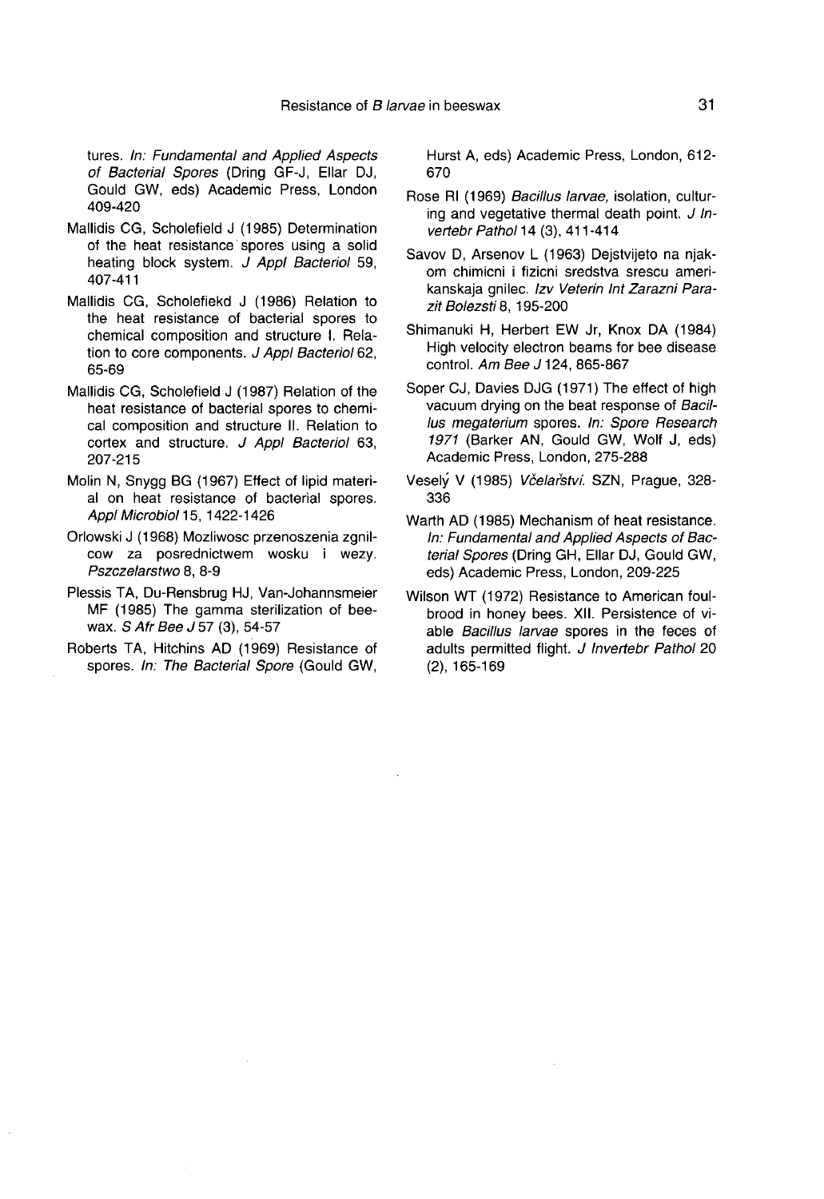tures. *In: Fundamental and Applied Aspects of Bacterial Spores* (Dring GF-J, Ellar DJ, Gould GW, eds) Academic Press, London 409-420

Mallidis CG, Scholefield J (1985) Determination of the heat resistance spores using a solid heating block system. *J Appl Bacteriol* 59, 407-411

Mallidis CG, Scholefiekd J (1986) Relation to the heat resistance of bacterial spores to chemical composition and structure I. Relation to core components. *J Appl Bacteriol* 62, 65-69

Mallidis CG, Scholefield J (1987) Relation of the heat resistance of bacterial spores to chemical composition and structure II. Relation to cortex and structure. *J Appl Bacteriol* 63, 207-215

Molin N, Snygg BG (1967) Effect of lipid material on heat resistance of bacterial spores. *Appl Microbiol* 15, 1422-1426

Orlowski J (1968) Mozliwosc przenoszenia zgnilcow za posrednictwem wosku i wezy. *Pszczelarstwo* 8, 8-9

Plessis TA, Du-Rensbrug HJ, Van-Johannsmeier MF (1985) The gamma sterilization of beewax. *S Afr Bee J* 57 (3), 54-57

Roberts TA, Hitchins AD (1969) Resistance of spores. *In: The Bacterial Spore* (Gould GW, Hurst A, eds) Academic Press, London, 612-670

Rose RI (1969) *Bacillus larvae,* isolation, culturing and vegetative thermal death point. *J Invertebr Pathol* 14 (3), 411-414

Savov D, Arsenov L (1963) Dejstvijeto na njakom chimicni i fizicni sredstva srescu amerikanskaja gnilec. *Izv Veterin Int Zarazni Parazit Bolezsti* 8, 195-200

Shimanuki H, Herbert EW Jr, Knox DA (1984) High velocity electron beams for bee disease control. *Am Bee J* 124, 865-867

Soper CJ, Davies DJG (1971) The effect of high vacuum drying on the beat response of *Bacillus megaterium* spores. *In: Spore Research 1971* (Barker AN, Gould GW, Wolf J, eds) Academic Press, London, 275-288

Veselý V (1985) *Včelařství.* SZN, Prague, 328-336

Warth AD (1985) Mechanism of heat resistance. *In: Fundamental and Applied Aspects of Bacterial Spores* (Dring GH, Ellar DJ, Gould GW, eds) Academic Press, London, 209-225

Wilson WT (1972) Resistance to American foulbrood in honey bees. XII. Persistence of viable *Bacillus larvae* spores in the feces of adults permitted flight. *J Invertebr Pathol* 20 (2), 165-169